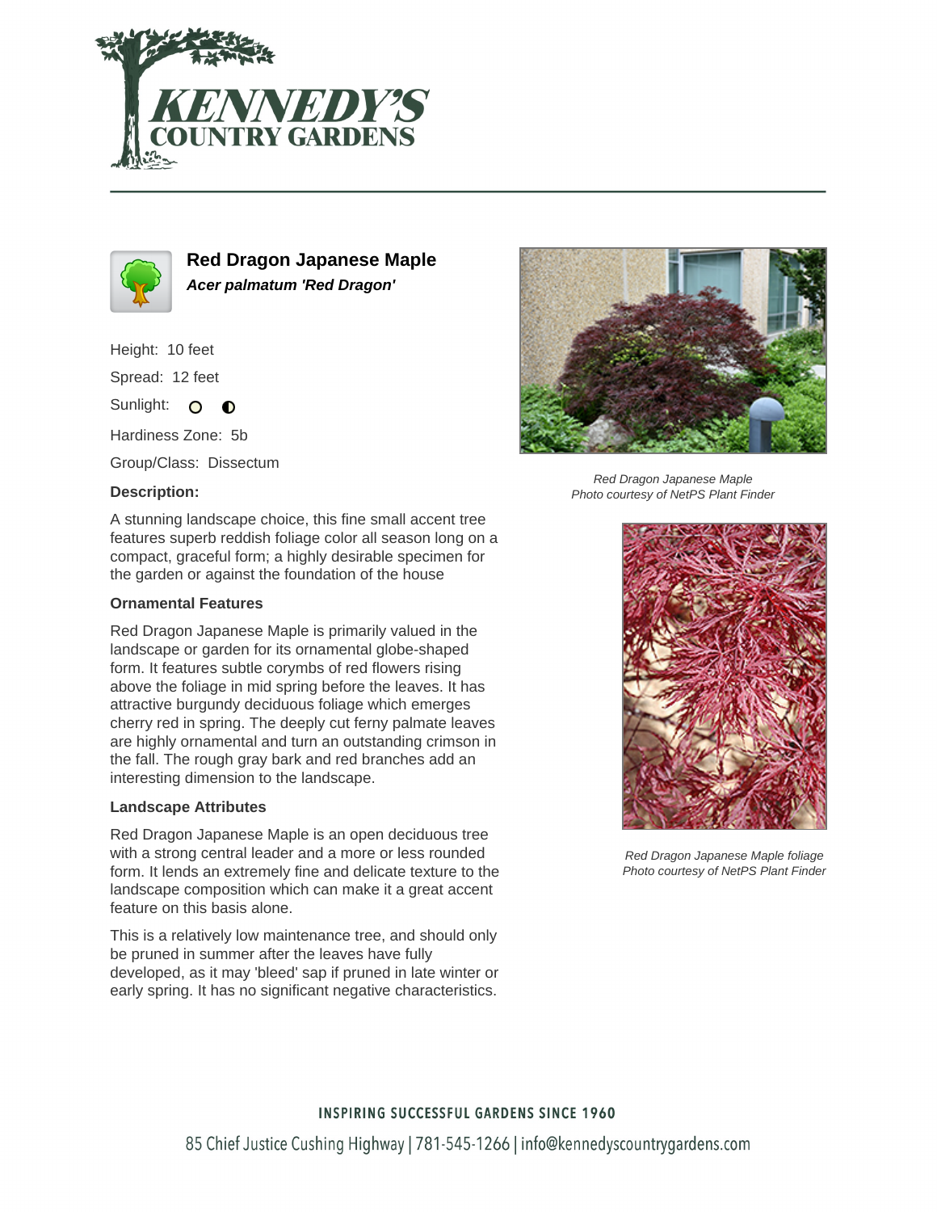# Red Dragon Japanese Maple

***Acer palmatum 'Red Dragon'***

Height: 10 feet

Spread: 12 feet

Sunlight:

Hardiness Zone: 5b

Group/Class: Dissectum

### Description:

A stunning landscape choice, this fine small accent tree features superb reddish foliage color all season long on a compact, graceful form; a highly desirable specimen for the garden or against the foundation of the house

### Ornamental Features

Red Dragon Japanese Maple is primarily valued in the landscape or garden for its ornamental globe-shaped form. It features subtle corymbs of red flowers rising above the foliage in mid spring before the leaves. It has attractive burgundy deciduous foliage which emerges cherry red in spring. The deeply cut ferny palmate leaves are highly ornamental and turn an outstanding crimson in the fall. The rough gray bark and red branches add an interesting dimension to the landscape.

### Landscape Attributes

Red Dragon Japanese Maple is an open deciduous tree with a strong central leader and a more or less rounded form. It lends an extremely fine and delicate texture to the landscape composition which can make it a great accent feature on this basis alone.

This is a relatively low maintenance tree, and should only be pruned in summer after the leaves have fully developed, as it may 'bleed' sap if pruned in late winter or early spring. It has no significant negative characteristics.

*Red Dragon Japanese Maple*
*Photo courtesy of NetPS Plant Finder*

*Red Dragon Japanese Maple foliage*
*Photo courtesy of NetPS Plant Finder*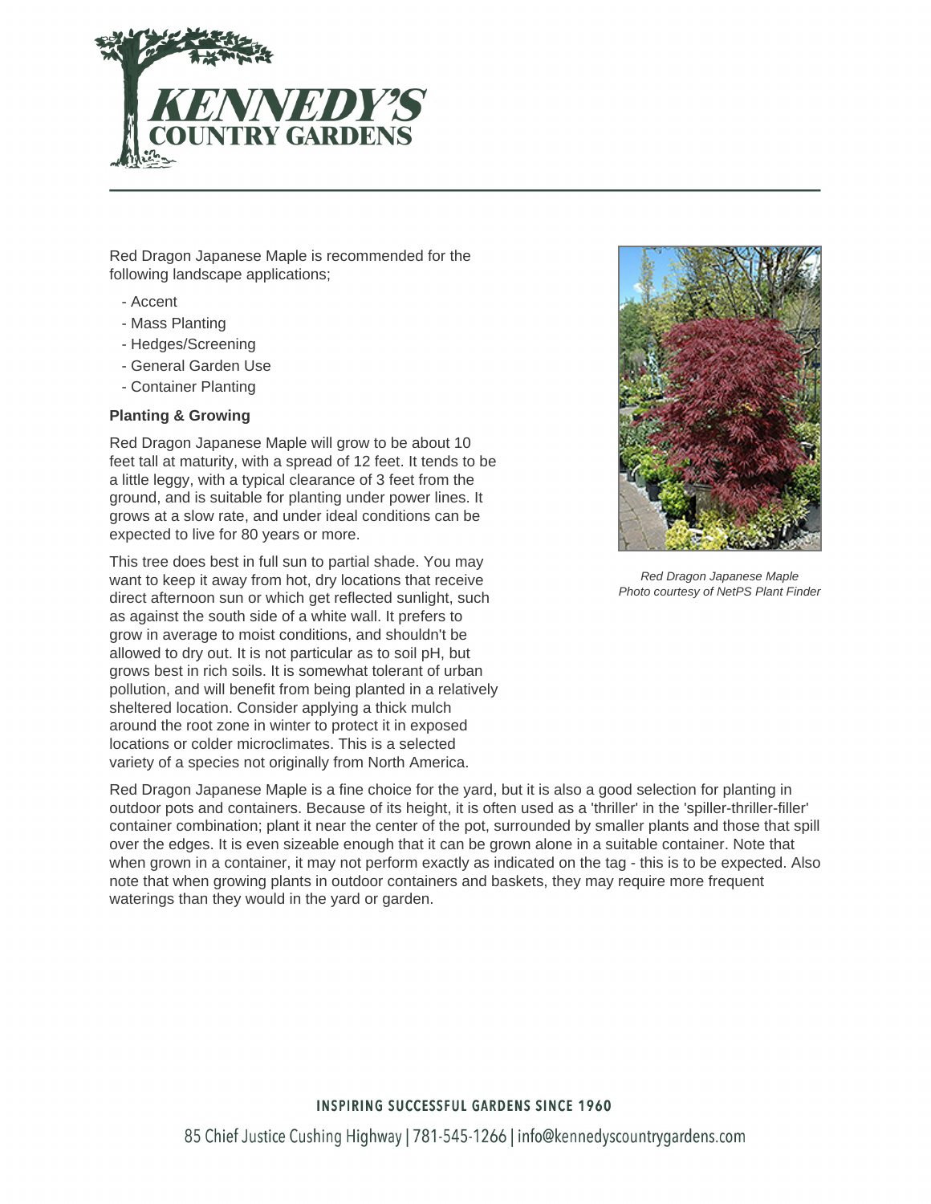Red Dragon Japanese Maple is recommended for the following landscape applications;

- Accent
- Mass Planting
- Hedges/Screening
- General Garden Use
- Container Planting

**Planting & Growing**

Red Dragon Japanese Maple will grow to be about 10 feet tall at maturity, with a spread of 12 feet. It tends to be a little leggy, with a typical clearance of 3 feet from the ground, and is suitable for planting under power lines. It grows at a slow rate, and under ideal conditions can be expected to live for 80 years or more.

This tree does best in full sun to partial shade. You may want to keep it away from hot, dry locations that receive direct afternoon sun or which get reflected sunlight, such as against the south side of a white wall. It prefers to grow in average to moist conditions, and shouldn't be allowed to dry out. It is not particular as to soil pH, but grows best in rich soils. It is somewhat tolerant of urban pollution, and will benefit from being planted in a relatively sheltered location. Consider applying a thick mulch around the root zone in winter to protect it in exposed locations or colder microclimates. This is a selected variety of a species not originally from North America.

*Red Dragon Japanese Maple*
*Photo courtesy of NetPS Plant Finder*

Red Dragon Japanese Maple is a fine choice for the yard, but it is also a good selection for planting in outdoor pots and containers. Because of its height, it is often used as a 'thriller' in the 'spiller-thriller-filler' container combination; plant it near the center of the pot, surrounded by smaller plants and those that spill over the edges. It is even sizeable enough that it can be grown alone in a suitable container. Note that when grown in a container, it may not perform exactly as indicated on the tag - this is to be expected. Also note that when growing plants in outdoor containers and baskets, they may require more frequent waterings than they would in the yard or garden.